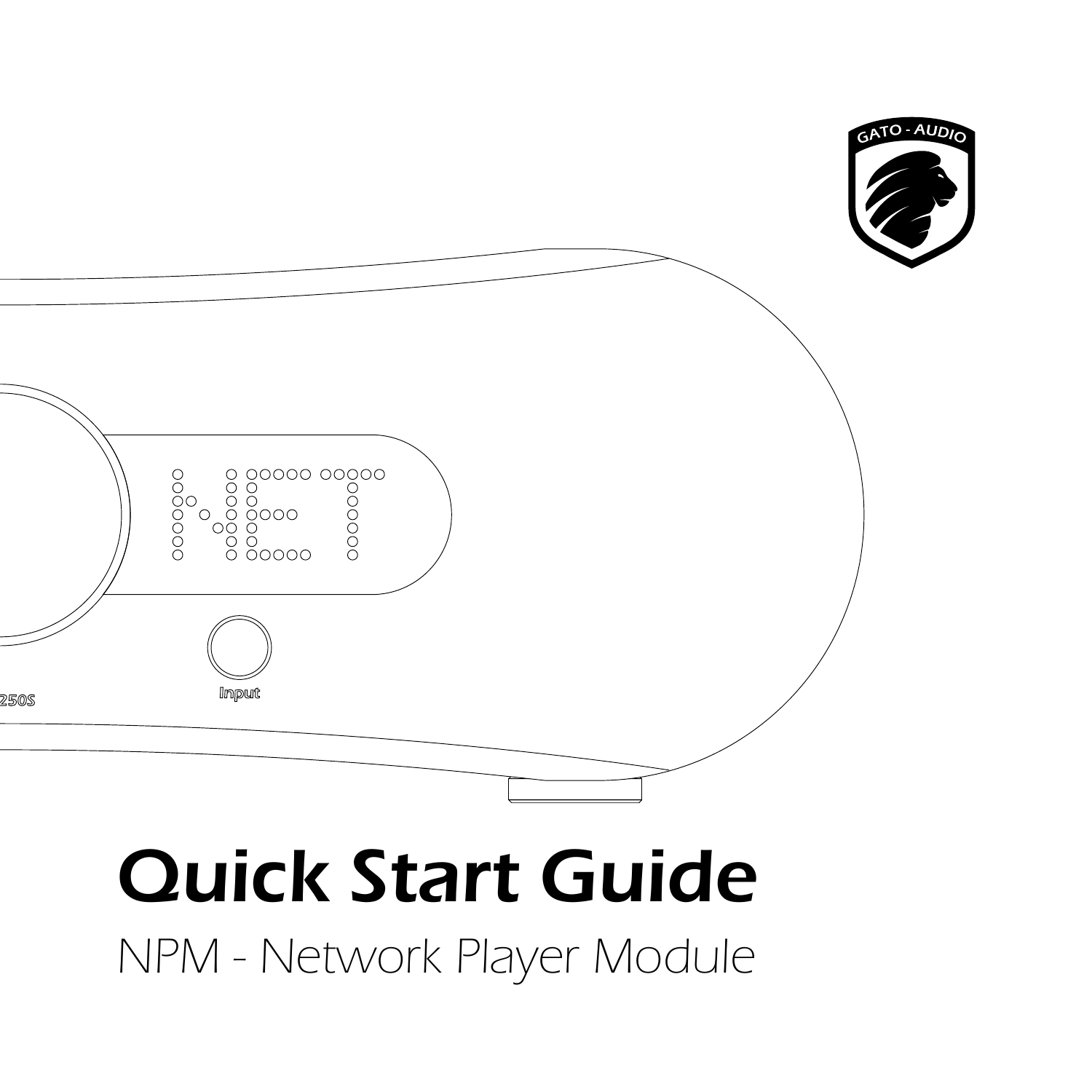# Quick Start Guide

## NPM - Network Player Module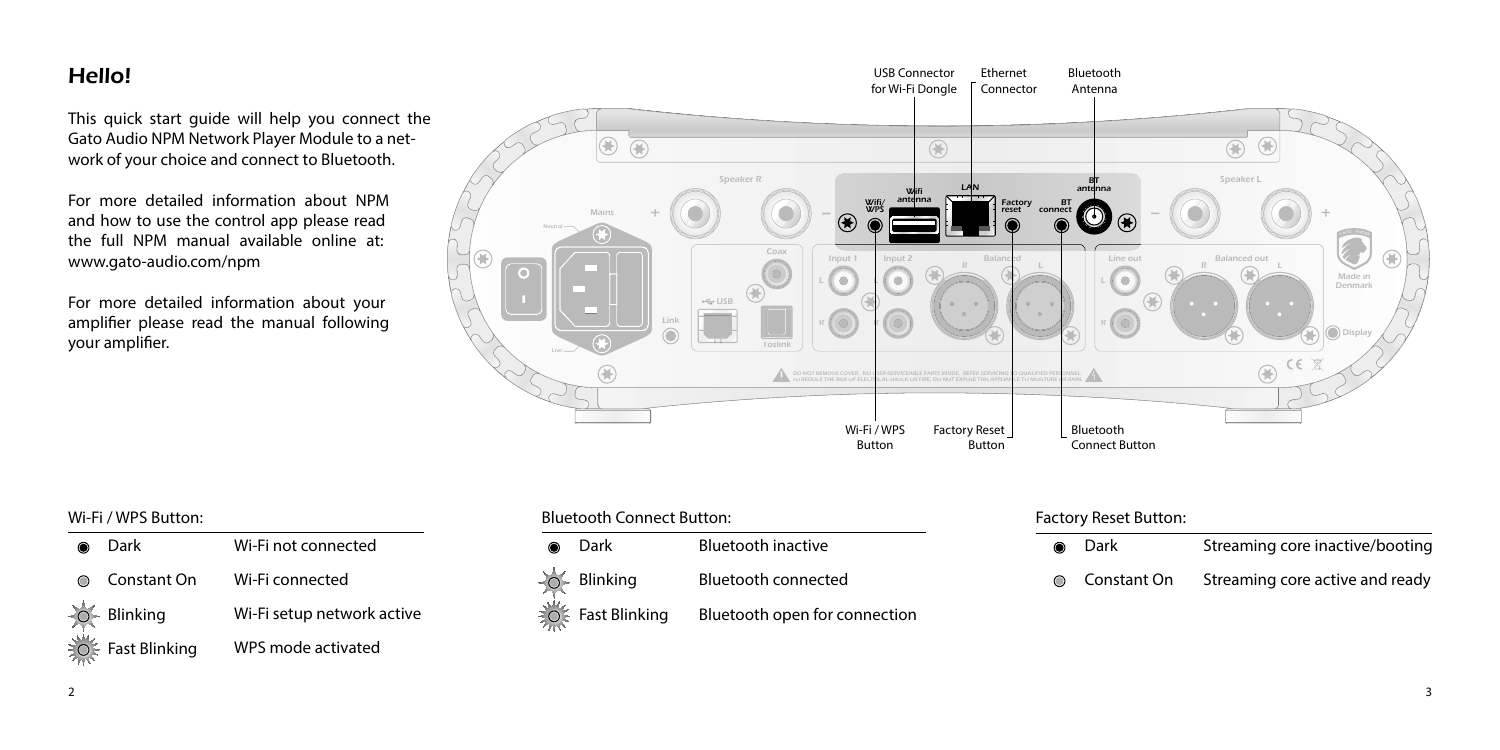## Hello!

This quick start guide will help you connect the Gato Audio NPM Network Player Module to a network of your choice and connect to Bluetooth.

For more detailed information about NPM and how to use the control app please read the full NPM manual available online at: www.gato-audio.com/npm

For more detailed information about your amplifier please read the manual following your amplifier.

USB Connector for Wi-Fi Dongle

Ethernet Connector

Bluetooth Antenna

Wi-Fi / WPS Button

Factory Reset Button

Bluetooth Connect Button

Wi-Fi / WPS Button:

| | |
|---|---|
| Dark | Wi-Fi not connected |
| Constant On | Wi-Fi connected |
| Blinking | Wi-Fi setup network active |
| Fast Blinking | WPS mode activated |

Bluetooth Connect Button:

| | |
|---|---|
| Dark | Bluetooth inactive |
| Blinking | Bluetooth connected |
| Fast Blinking | Bluetooth open for connection |

Factory Reset Button:

| | |
|---|---|
| Dark | Streaming core inactive/booting |
| Constant On | Streaming core active and ready |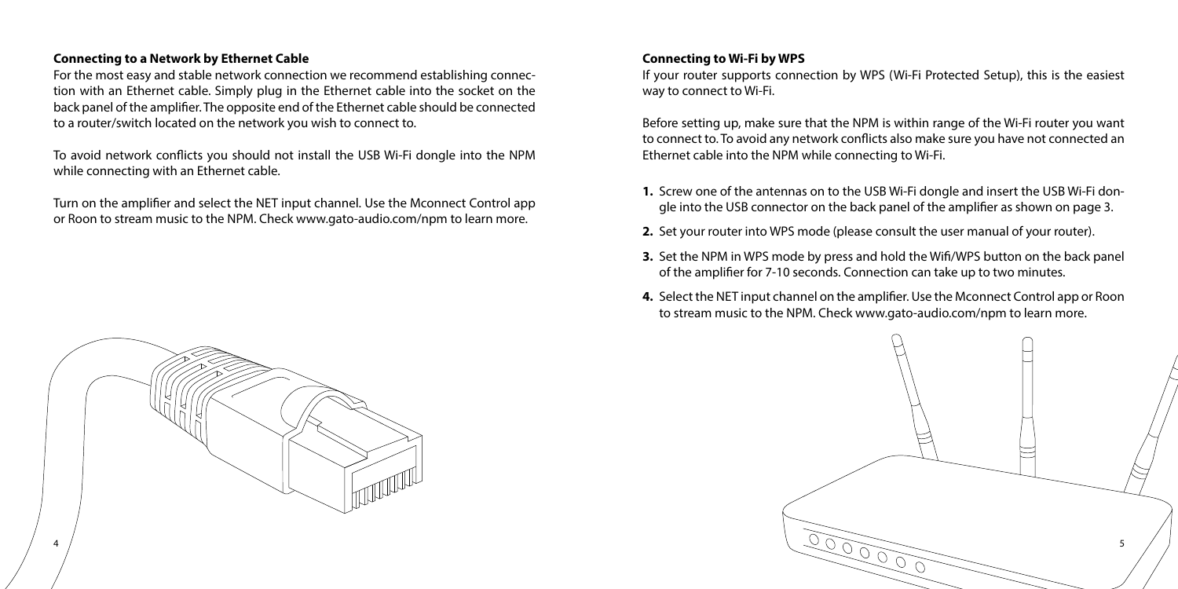### Connecting to a Network by Ethernet Cable

For the most easy and stable network connection we recommend establishing connection with an Ethernet cable. Simply plug in the Ethernet cable into the socket on the back panel of the amplifier. The opposite end of the Ethernet cable should be connected to a router/switch located on the network you wish to connect to.

To avoid network conflicts you should not install the USB Wi-Fi dongle into the NPM while connecting with an Ethernet cable.

Turn on the amplifier and select the NET input channel. Use the Mconnect Control app or Roon to stream music to the NPM. Check www.gato-audio.com/npm to learn more.

### Connecting to Wi-Fi by WPS

If your router supports connection by WPS (Wi-Fi Protected Setup), this is the easiest way to connect to Wi-Fi.

Before setting up, make sure that the NPM is within range of the Wi-Fi router you want to connect to. To avoid any network conflicts also make sure you have not connected an Ethernet cable into the NPM while connecting to Wi-Fi.

1. Screw one of the antennas on to the USB Wi-Fi dongle and insert the USB Wi-Fi dongle into the USB connector on the back panel of the amplifier as shown on page 3.
2. Set your router into WPS mode (please consult the user manual of your router).
3. Set the NPM in WPS mode by press and hold the Wifi/WPS button on the back panel of the amplifier for 7-10 seconds. Connection can take up to two minutes.
4. Select the NET input channel on the amplifier. Use the Mconnect Control app or Roon to stream music to the NPM. Check www.gato-audio.com/npm to learn more.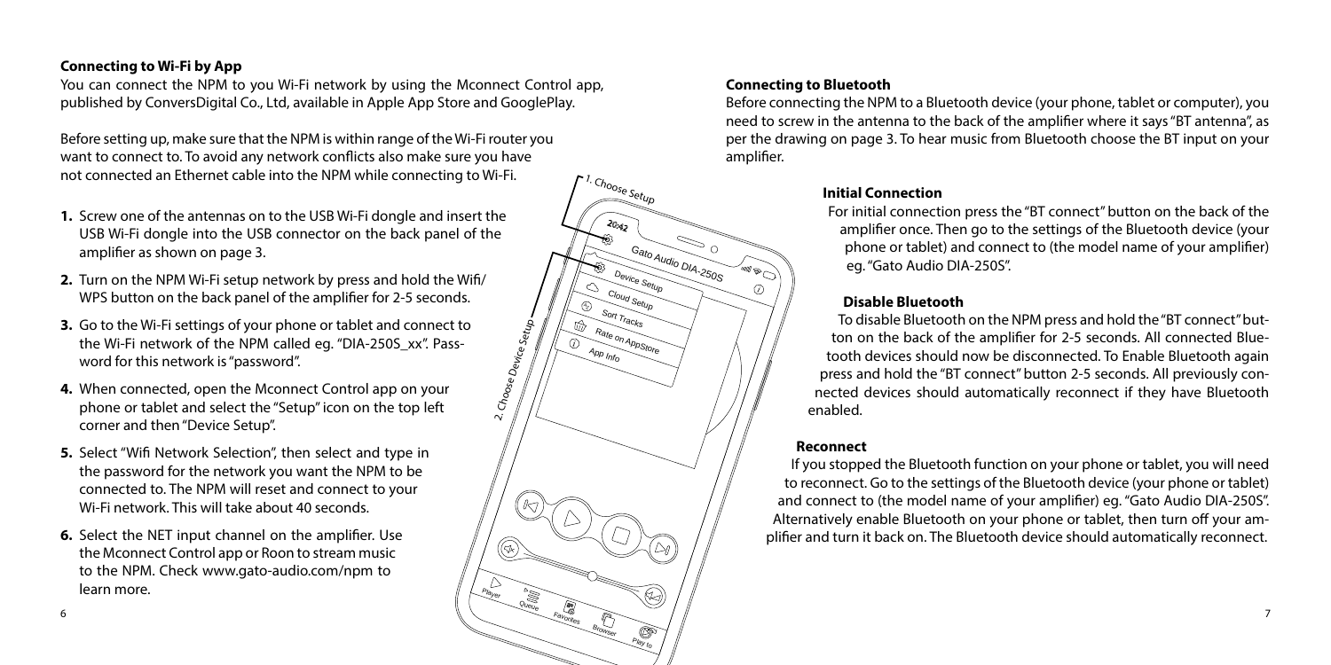## Connecting to Wi-Fi by App

You can connect the NPM to you Wi-Fi network by using the Mconnect Control app, published by ConversDigital Co., Ltd, available in Apple App Store and GooglePlay.

Before setting up, make sure that the NPM is within range of the Wi-Fi router you want to connect to. To avoid any network conflicts also make sure you have not connected an Ethernet cable into the NPM while connecting to Wi-Fi.

1. Screw one of the antennas on to the USB Wi-Fi dongle and insert the USB Wi-Fi dongle into the USB connector on the back panel of the amplifier as shown on page 3.
2. Turn on the NPM Wi-Fi setup network by press and hold the Wifi/ WPS button on the back panel of the amplifier for 2-5 seconds.
3. Go to the Wi-Fi settings of your phone or tablet and connect to the Wi-Fi network of the NPM called eg. "DIA-250S_xx". Password for this network is "password".
4. When connected, open the Mconnect Control app on your phone or tablet and select the "Setup" icon on the top left corner and then "Device Setup".
5. Select "Wifi Network Selection", then select and type in the password for the network you want the NPM to be connected to. The NPM will reset and connect to your Wi-Fi network. This will take about 40 seconds.
6. Select the NET input channel on the amplifier. Use the Mconnect Control app or Roon to stream music to the NPM. Check www.gato-audio.com/npm to learn more.

1. Choose Setup

2. Choose Device Setup

## Connecting to Bluetooth

Before connecting the NPM to a Bluetooth device (your phone, tablet or computer), you need to screw in the antenna to the back of the amplifier where it says "BT antenna", as per the drawing on page 3. To hear music from Bluetooth choose the BT input on your amplifier.

### Initial Connection

For initial connection press the "BT connect" button on the back of the amplifier once. Then go to the settings of the Bluetooth device (your phone or tablet) and connect to (the model name of your amplifier) eg. "Gato Audio DIA-250S".

### Disable Bluetooth

To disable Bluetooth on the NPM press and hold the "BT connect" button on the back of the amplifier for 2-5 seconds. All connected Bluetooth devices should now be disconnected. To Enable Bluetooth again press and hold the "BT connect" button 2-5 seconds. All previously connected devices should automatically reconnect if they have Bluetooth enabled.

### Reconnect

If you stopped the Bluetooth function on your phone or tablet, you will need to reconnect. Go to the settings of the Bluetooth device (your phone or tablet) and connect to (the model name of your amplifier) eg. "Gato Audio DIA-250S". Alternatively enable Bluetooth on your phone or tablet, then turn off your amplifier and turn it back on. The Bluetooth device should automatically reconnect.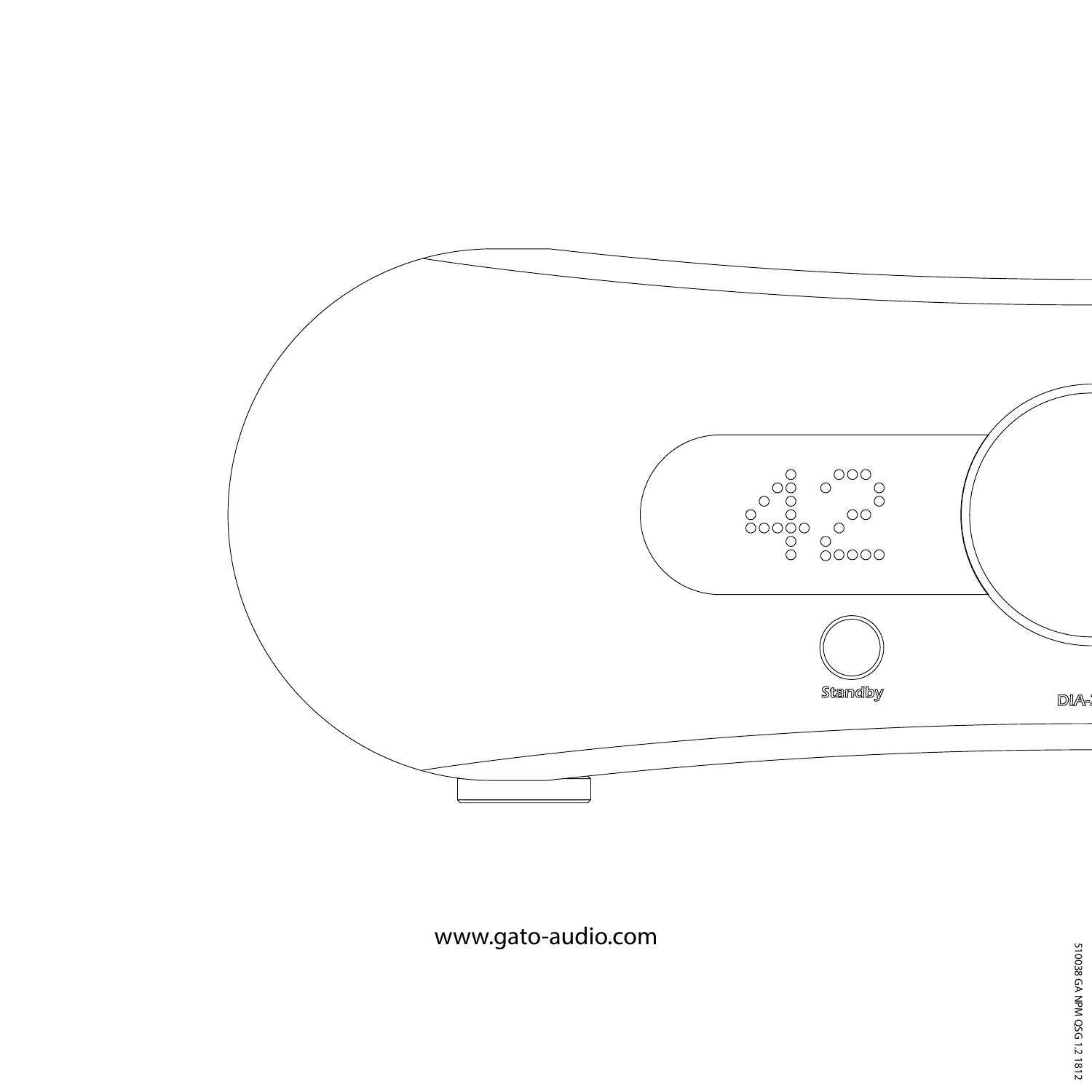www.gato-audio.com

51003B GA NPM QSG 1.2 1812